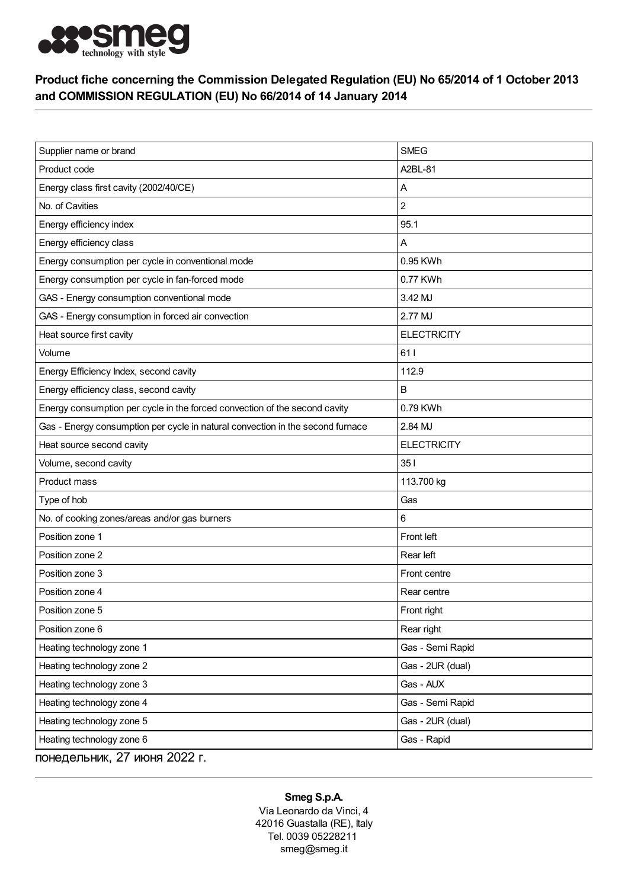**Product fiche concerning the Commission Delegated Regulation (EU) No 65/2014 of 1 October 2013 and COMMISSION REGULATION (EU) No 66/2014 of 14 January 2014**

| | |
|---|---|
| Supplier name or brand | SMEG |
| Product code | A2BL-81 |
| Energy class first cavity (2002/40/CE) | A |
| No. of Cavities | 2 |
| Energy efficiency index | 95.1 |
| Energy efficiency class | A |
| Energy consumption per cycle in conventional mode | 0.95 KWh |
| Energy consumption per cycle in fan-forced mode | 0.77 KWh |
| GAS - Energy consumption conventional mode | 3.42 MJ |
| GAS - Energy consumption in forced air convection | 2.77 MJ |
| Heat source first cavity | ELECTRICITY |
| Volume | 61 l |
| Energy Efficiency Index, second cavity | 112.9 |
| Energy efficiency class, second cavity | B |
| Energy consumption per cycle in the forced convection of the second cavity | 0.79 KWh |
| Gas - Energy consumption per cycle in natural convection in the second furnace | 2.84 MJ |
| Heat source second cavity | ELECTRICITY |
| Volume, second cavity | 35 l |
| Product mass | 113.700 kg |
| Type of hob | Gas |
| No. of cooking zones/areas and/or gas burners | 6 |
| Position zone 1 | Front left |
| Position zone 2 | Rear left |
| Position zone 3 | Front centre |
| Position zone 4 | Rear centre |
| Position zone 5 | Front right |
| Position zone 6 | Rear right |
| Heating technology zone 1 | Gas - Semi Rapid |
| Heating technology zone 2 | Gas - 2UR (dual) |
| Heating technology zone 3 | Gas - AUX |
| Heating technology zone 4 | Gas - Semi Rapid |
| Heating technology zone 5 | Gas - 2UR (dual) |
| Heating technology zone 6 | Gas - Rapid |

понедельник, 27 июня 2022 г.

**Smeg S.p.A.**
Via Leonardo da Vinci, 4
42016 Guastalla (RE), Italy
Tel. 0039 05228211
smeg@smeg.it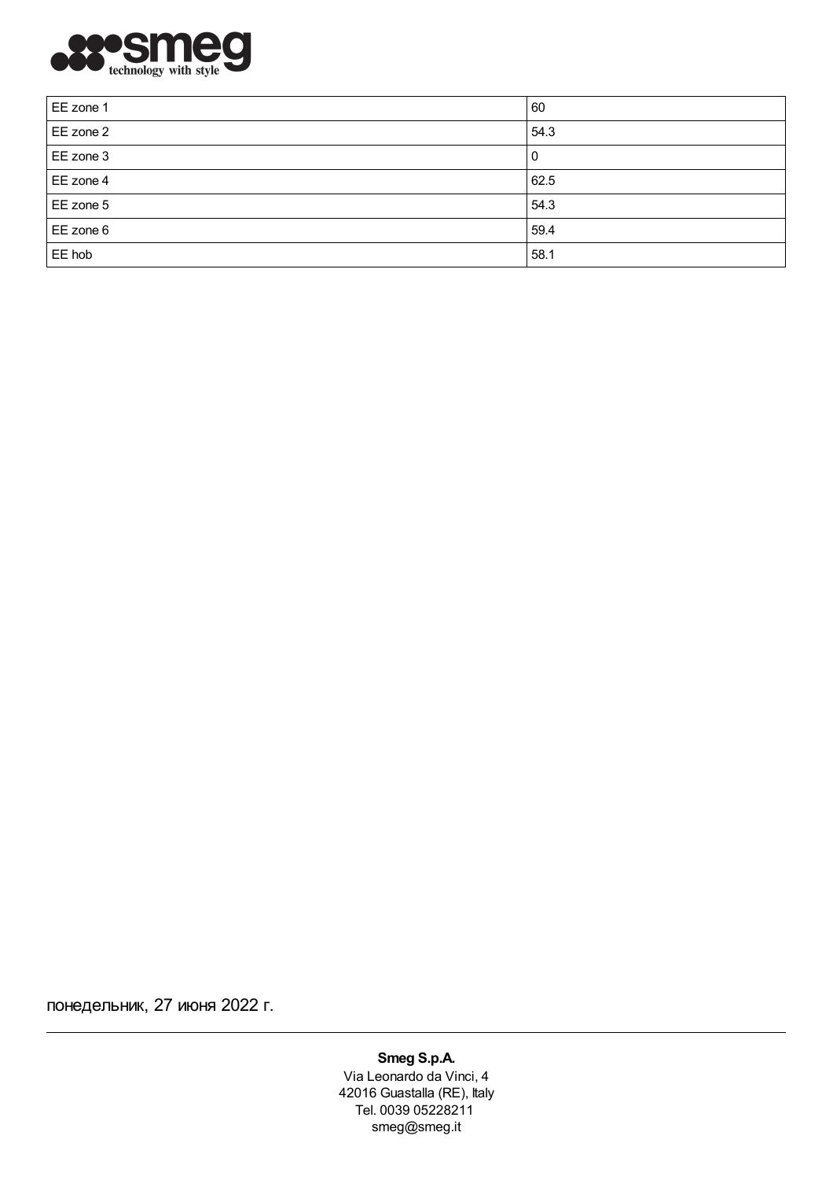| | |
|---|---|
| EE zone 1 | 60 |
| EE zone 2 | 54.3 |
| EE zone 3 | 0 |
| EE zone 4 | 62.5 |
| EE zone 5 | 54.3 |
| EE zone 6 | 59.4 |
| EE hob | 58.1 |

понедельник, 27 июня 2022 г.

**Smeg S.p.A.**
Via Leonardo da Vinci, 4
42016 Guastalla (RE), Italy
Tel. 0039 05228211
smeg@smeg.it